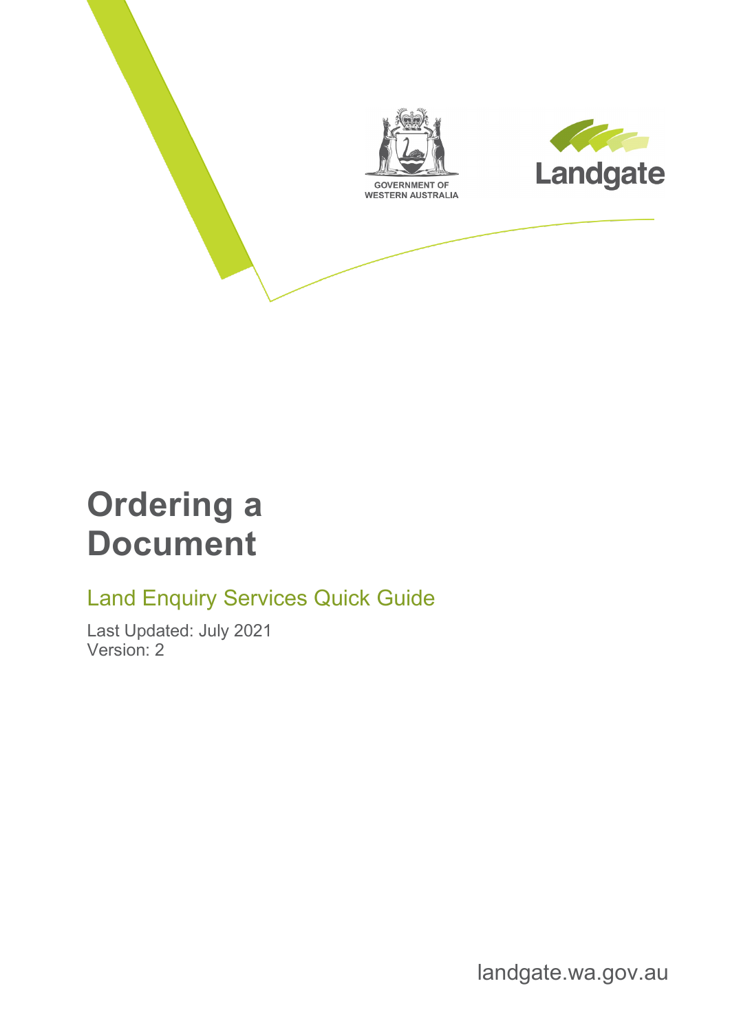# Ordering a Document

## Land Enquiry Services Quick Guide

Last Updated: July 2021
Version: 2

landgate.wa.gov.au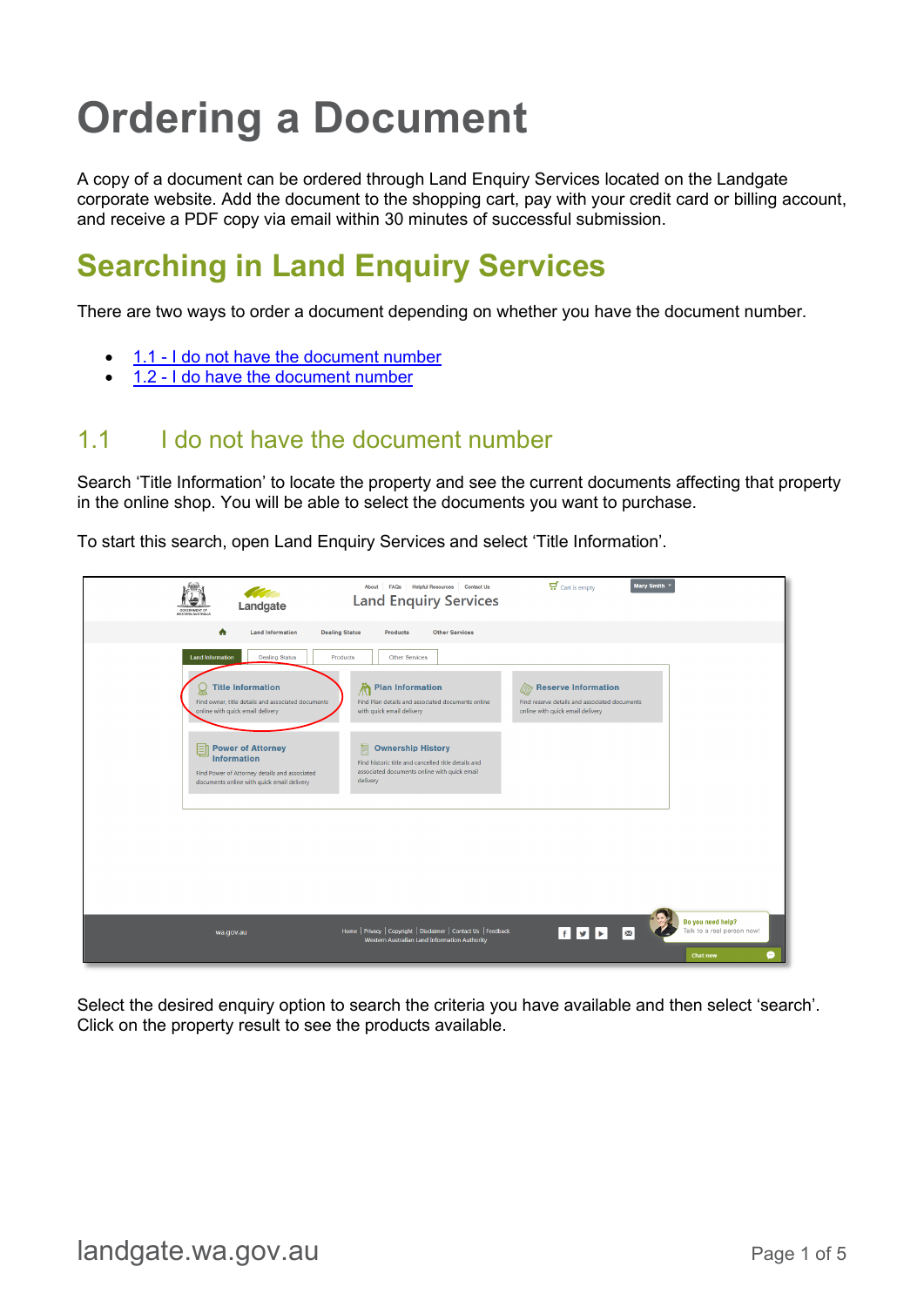# Ordering a Document

A copy of a document can be ordered through Land Enquiry Services located on the Landgate corporate website. Add the document to the shopping cart, pay with your credit card or billing account, and receive a PDF copy via email within 30 minutes of successful submission.

## Searching in Land Enquiry Services

There are two ways to order a document depending on whether you have the document number.

- 1.1 - I do not have the document number
- 1.2 - I do have the document number

### 1.1 I do not have the document number

Search 'Title Information' to locate the property and see the current documents affecting that property in the online shop. You will be able to select the documents you want to purchase.

To start this search, open Land Enquiry Services and select 'Title Information'.

Select the desired enquiry option to search the criteria you have available and then select 'search'. Click on the property result to see the products available.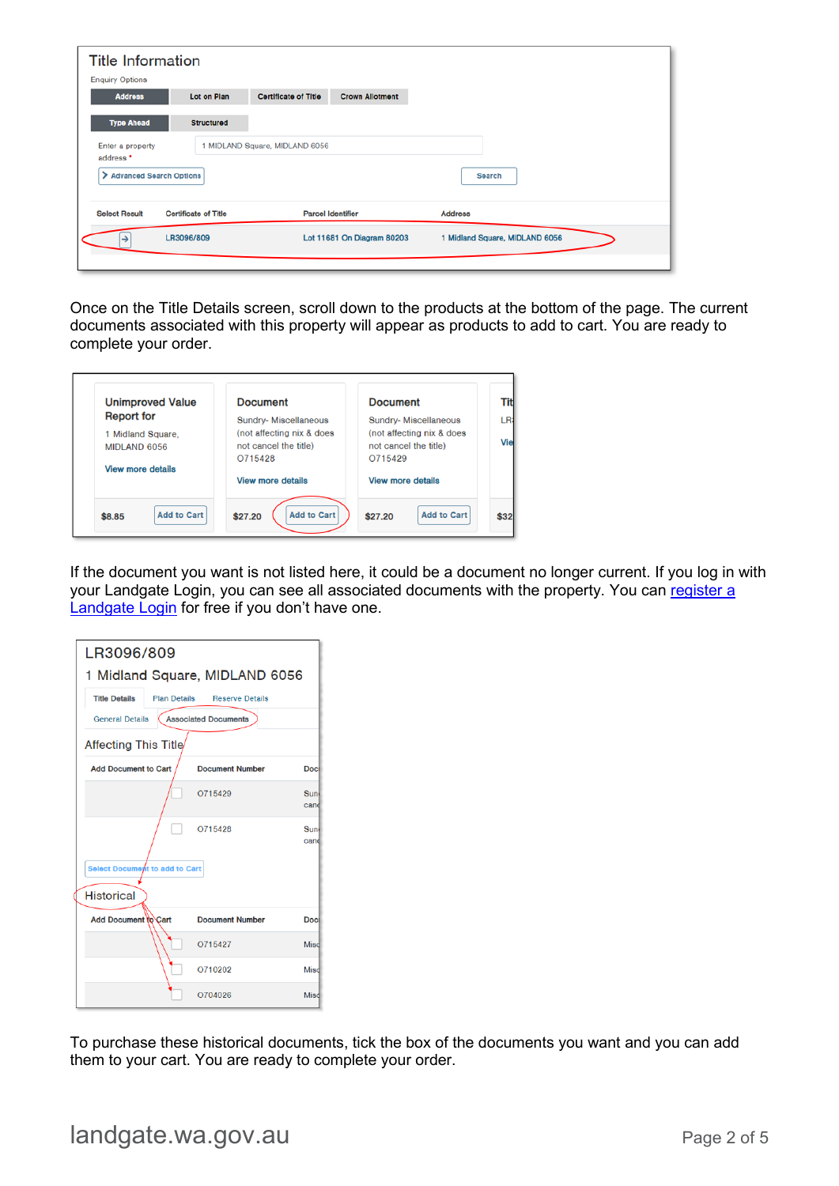Once on the Title Details screen, scroll down to the products at the bottom of the page. The current documents associated with this property will appear as products to add to cart. You are ready to complete your order.

If the document you want is not listed here, it could be a document no longer current. If you log in with your Landgate Login, you can see all associated documents with the property. You can [register a Landgate Login] for free if you don't have one.

To purchase these historical documents, tick the box of the documents you want and you can add them to your cart. You are ready to complete your order.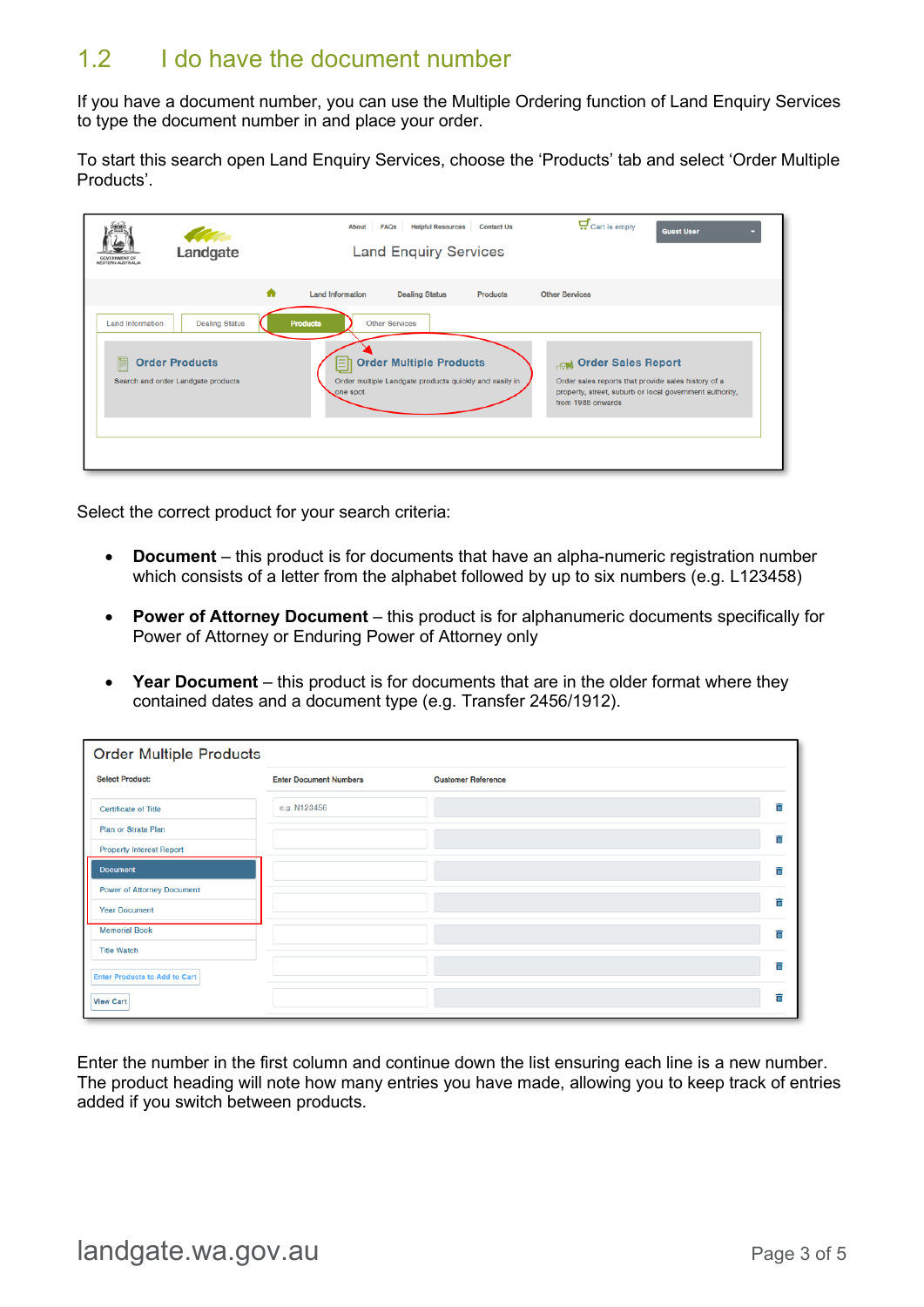## 1.2 I do have the document number

If you have a document number, you can use the Multiple Ordering function of Land Enquiry Services to type the document number in and place your order.

To start this search open Land Enquiry Services, choose the 'Products' tab and select 'Order Multiple Products'.

Select the correct product for your search criteria:

- **Document** – this product is for documents that have an alpha-numeric registration number which consists of a letter from the alphabet followed by up to six numbers (e.g. L123458)

- **Power of Attorney Document** – this product is for alphanumeric documents specifically for Power of Attorney or Enduring Power of Attorney only

- **Year Document** – this product is for documents that are in the older format where they contained dates and a document type (e.g. Transfer 2456/1912).

Enter the number in the first column and continue down the list ensuring each line is a new number. The product heading will note how many entries you have made, allowing you to keep track of entries added if you switch between products.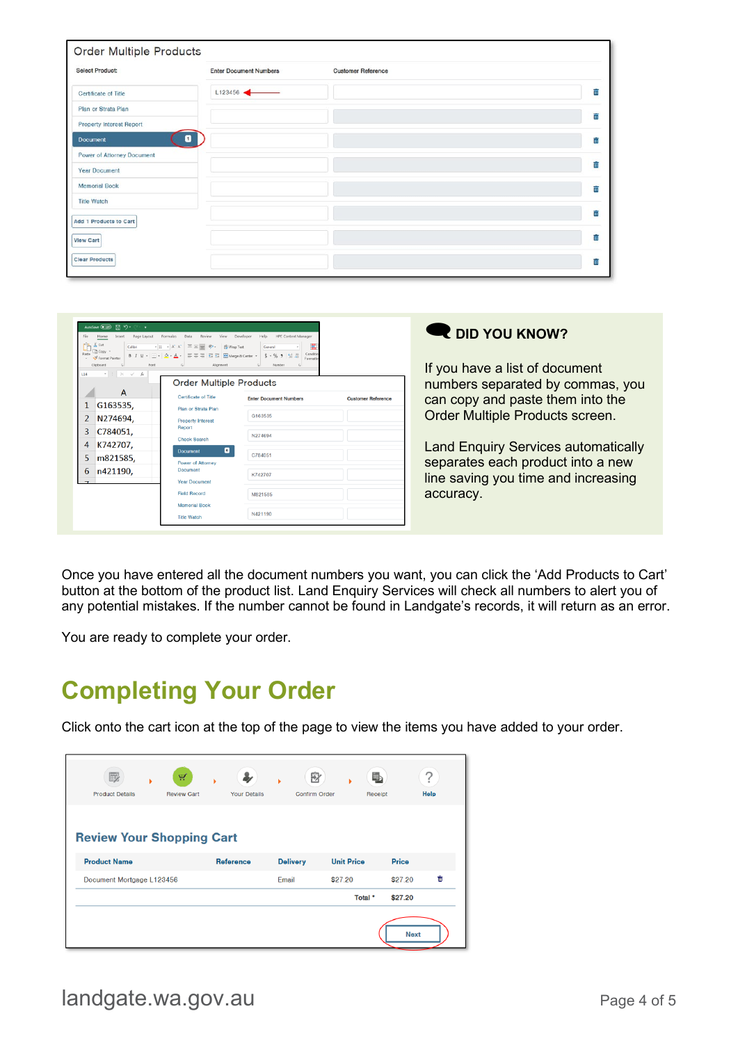## DID YOU KNOW?

If you have a list of document numbers separated by commas, you can copy and paste them into the Order Multiple Products screen.

Land Enquiry Services automatically separates each product into a new line saving you time and increasing accuracy.

Once you have entered all the document numbers you want, you can click the 'Add Products to Cart' button at the bottom of the product list. Land Enquiry Services will check all numbers to alert you of any potential mistakes. If the number cannot be found in Landgate's records, it will return as an error.

You are ready to complete your order.

# Completing Your Order

Click onto the cart icon at the top of the page to view the items you have added to your order.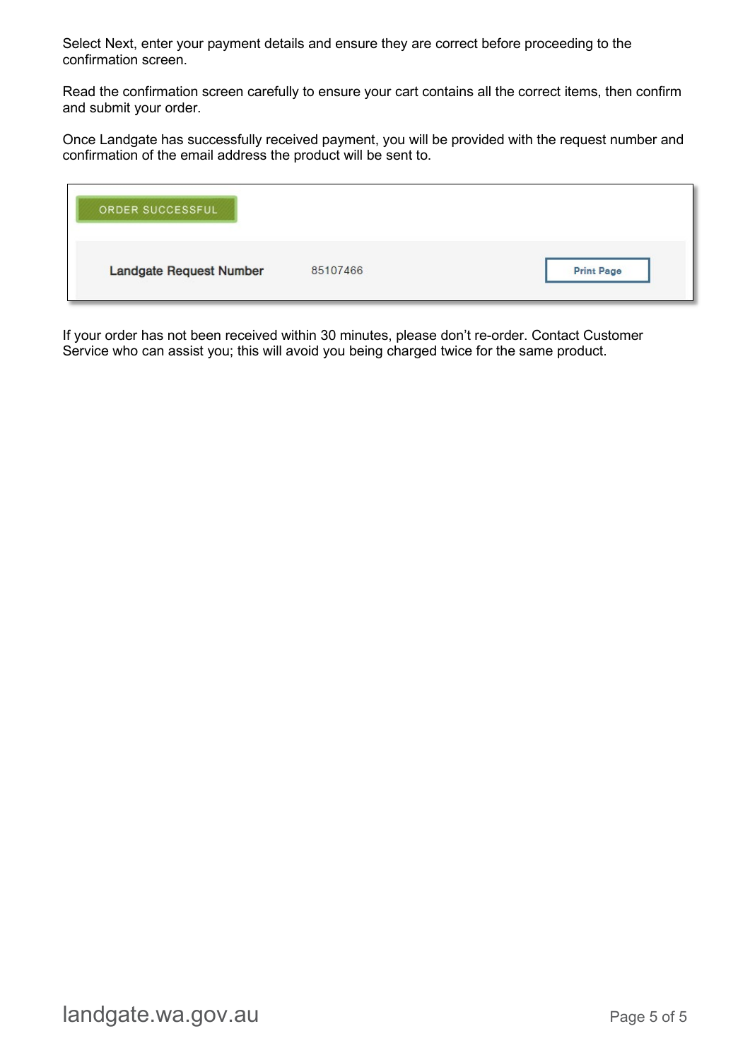Select Next, enter your payment details and ensure they are correct before proceeding to the confirmation screen.

Read the confirmation screen carefully to ensure your cart contains all the correct items, then confirm and submit your order.

Once Landgate has successfully received payment, you will be provided with the request number and confirmation of the email address the product will be sent to.

ORDER SUCCESSFUL

Landgate Request Number 85107466 Print Page

If your order has not been received within 30 minutes, please don't re-order. Contact Customer Service who can assist you; this will avoid you being charged twice for the same product.

landgate.wa.gov.au